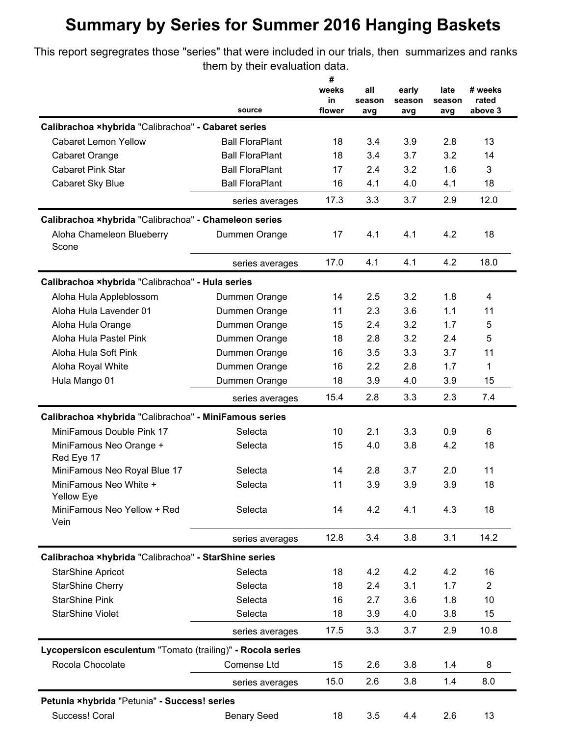# Summary by Series for Summer 2016 Hanging Baskets

This report segregrates those "series" that were included in our trials, then summarizes and ranks them by their evaluation data.

| | source | # weeks in flower | all season avg | early season avg | late season avg | # weeks rated above 3 |
|---|---|---|---|---|---|---|
| **Calibrachoa ×hybrida** "Calibrachoa" **- Cabaret series** | | | | | | |
| Cabaret Lemon Yellow | Ball FloraPlant | 18 | 3.4 | 3.9 | 2.8 | 13 |
| Cabaret Orange | Ball FloraPlant | 18 | 3.4 | 3.7 | 3.2 | 14 |
| Cabaret Pink Star | Ball FloraPlant | 17 | 2.4 | 3.2 | 1.6 | 3 |
| Cabaret Sky Blue | Ball FloraPlant | 16 | 4.1 | 4.0 | 4.1 | 18 |
| | series averages | 17.3 | 3.3 | 3.7 | 2.9 | 12.0 |
| **Calibrachoa ×hybrida** "Calibrachoa" **- Chameleon series** | | | | | | |
| Aloha Chameleon Blueberry Scone | Dummen Orange | 17 | 4.1 | 4.1 | 4.2 | 18 |
| | series averages | 17.0 | 4.1 | 4.1 | 4.2 | 18.0 |
| **Calibrachoa ×hybrida** "Calibrachoa" **- Hula series** | | | | | | |
| Aloha Hula Appleblossom | Dummen Orange | 14 | 2.5 | 3.2 | 1.8 | 4 |
| Aloha Hula Lavender 01 | Dummen Orange | 11 | 2.3 | 3.6 | 1.1 | 11 |
| Aloha Hula Orange | Dummen Orange | 15 | 2.4 | 3.2 | 1.7 | 5 |
| Aloha Hula Pastel Pink | Dummen Orange | 18 | 2.8 | 3.2 | 2.4 | 5 |
| Aloha Hula Soft Pink | Dummen Orange | 16 | 3.5 | 3.3 | 3.7 | 11 |
| Aloha Royal White | Dummen Orange | 16 | 2.2 | 2.8 | 1.7 | 1 |
| Hula Mango 01 | Dummen Orange | 18 | 3.9 | 4.0 | 3.9 | 15 |
| | series averages | 15.4 | 2.8 | 3.3 | 2.3 | 7.4 |
| **Calibrachoa ×hybrida** "Calibrachoa" **- MiniFamous series** | | | | | | |
| MiniFamous Double Pink 17 | Selecta | 10 | 2.1 | 3.3 | 0.9 | 6 |
| MiniFamous Neo Orange + Red Eye 17 | Selecta | 15 | 4.0 | 3.8 | 4.2 | 18 |
| MiniFamous Neo Royal Blue 17 | Selecta | 14 | 2.8 | 3.7 | 2.0 | 11 |
| MiniFamous Neo White + Yellow Eye | Selecta | 11 | 3.9 | 3.9 | 3.9 | 18 |
| MiniFamous Neo Yellow + Red Vein | Selecta | 14 | 4.2 | 4.1 | 4.3 | 18 |
| | series averages | 12.8 | 3.4 | 3.8 | 3.1 | 14.2 |
| **Calibrachoa ×hybrida** "Calibrachoa" **- StarShine series** | | | | | | |
| StarShine Apricot | Selecta | 18 | 4.2 | 4.2 | 4.2 | 16 |
| StarShine Cherry | Selecta | 18 | 2.4 | 3.1 | 1.7 | 2 |
| StarShine Pink | Selecta | 16 | 2.7 | 3.6 | 1.8 | 10 |
| StarShine Violet | Selecta | 18 | 3.9 | 4.0 | 3.8 | 15 |
| | series averages | 17.5 | 3.3 | 3.7 | 2.9 | 10.8 |
| **Lycopersicon esculentum** "Tomato (trailing)" **- Rocola series** | | | | | | |
| Rocola Chocolate | Comense Ltd | 15 | 2.6 | 3.8 | 1.4 | 8 |
| | series averages | 15.0 | 2.6 | 3.8 | 1.4 | 8.0 |
| **Petunia ×hybrida** "Petunia" **- Success! series** | | | | | | |
| Success! Coral | Benary Seed | 18 | 3.5 | 4.4 | 2.6 | 13 |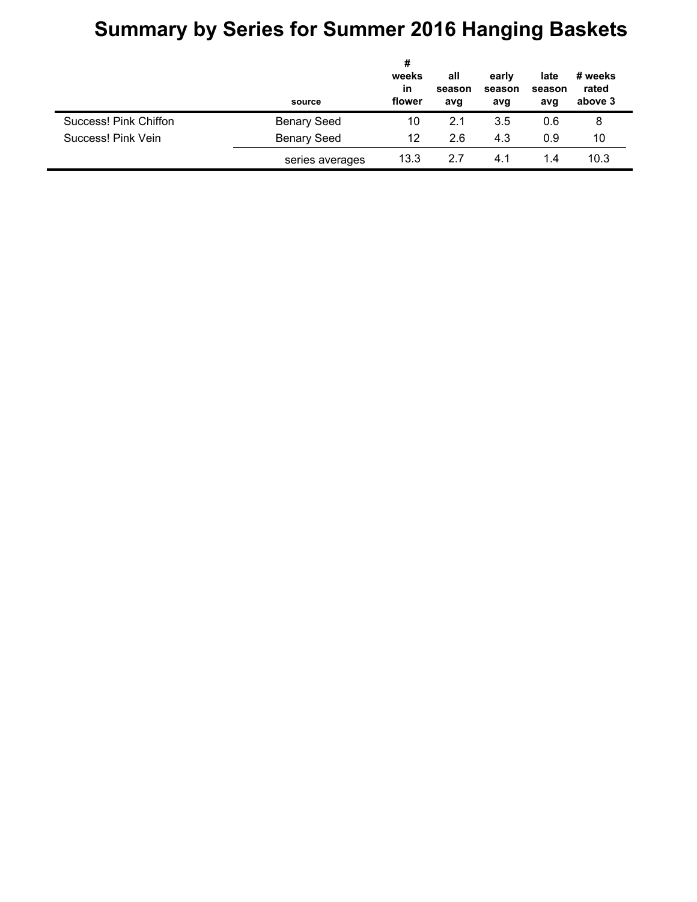# Summary by Series for Summer 2016 Hanging Baskets

| | source | # weeks in flower | all season avg | early season avg | late season avg | # weeks rated above 3 |
|---|---|---|---|---|---|---|
| Success! Pink Chiffon | Benary Seed | 10 | 2.1 | 3.5 | 0.6 | 8 |
| Success! Pink Vein | Benary Seed | 12 | 2.6 | 4.3 | 0.9 | 10 |
| | series averages | 13.3 | 2.7 | 4.1 | 1.4 | 10.3 |